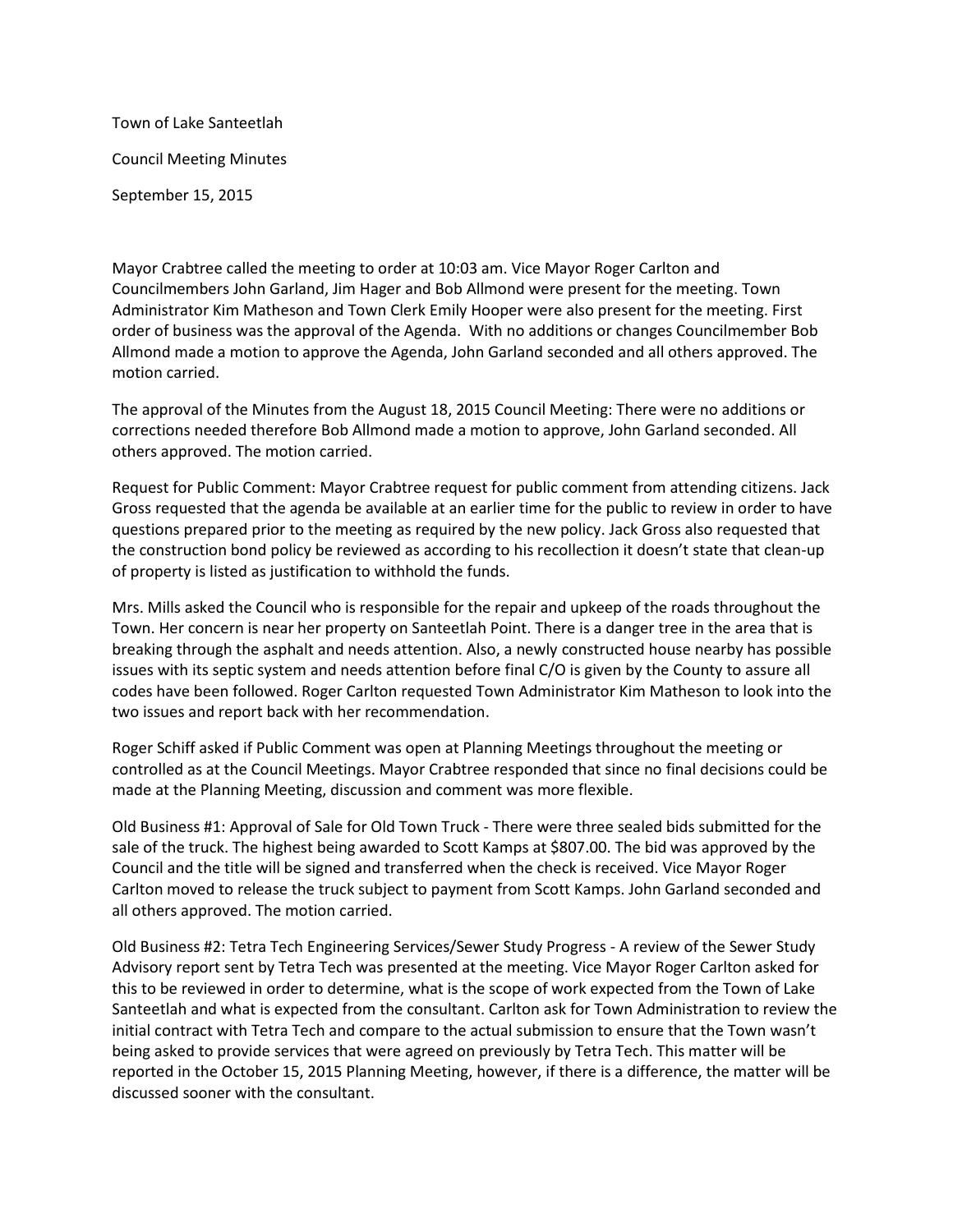Town of Lake Santeetlah

Council Meeting Minutes

September 15, 2015

Mayor Crabtree called the meeting to order at 10:03 am. Vice Mayor Roger Carlton and Councilmembers John Garland, Jim Hager and Bob Allmond were present for the meeting. Town Administrator Kim Matheson and Town Clerk Emily Hooper were also present for the meeting. First order of business was the approval of the Agenda. With no additions or changes Councilmember Bob Allmond made a motion to approve the Agenda, John Garland seconded and all others approved. The motion carried.

The approval of the Minutes from the August 18, 2015 Council Meeting: There were no additions or corrections needed therefore Bob Allmond made a motion to approve, John Garland seconded. All others approved. The motion carried.

Request for Public Comment: Mayor Crabtree request for public comment from attending citizens. Jack Gross requested that the agenda be available at an earlier time for the public to review in order to have questions prepared prior to the meeting as required by the new policy. Jack Gross also requested that the construction bond policy be reviewed as according to his recollection it doesn't state that clean-up of property is listed as justification to withhold the funds.

Mrs. Mills asked the Council who is responsible for the repair and upkeep of the roads throughout the Town. Her concern is near her property on Santeetlah Point. There is a danger tree in the area that is breaking through the asphalt and needs attention. Also, a newly constructed house nearby has possible issues with its septic system and needs attention before final C/O is given by the County to assure all codes have been followed. Roger Carlton requested Town Administrator Kim Matheson to look into the two issues and report back with her recommendation.

Roger Schiff asked if Public Comment was open at Planning Meetings throughout the meeting or controlled as at the Council Meetings. Mayor Crabtree responded that since no final decisions could be made at the Planning Meeting, discussion and comment was more flexible.

Old Business #1: Approval of Sale for Old Town Truck - There were three sealed bids submitted for the sale of the truck. The highest being awarded to Scott Kamps at $807.00. The bid was approved by the Council and the title will be signed and transferred when the check is received. Vice Mayor Roger Carlton moved to release the truck subject to payment from Scott Kamps. John Garland seconded and all others approved. The motion carried.

Old Business #2: Tetra Tech Engineering Services/Sewer Study Progress - A review of the Sewer Study Advisory report sent by Tetra Tech was presented at the meeting. Vice Mayor Roger Carlton asked for this to be reviewed in order to determine, what is the scope of work expected from the Town of Lake Santeetlah and what is expected from the consultant. Carlton ask for Town Administration to review the initial contract with Tetra Tech and compare to the actual submission to ensure that the Town wasn't being asked to provide services that were agreed on previously by Tetra Tech. This matter will be reported in the October 15, 2015 Planning Meeting, however, if there is a difference, the matter will be discussed sooner with the consultant.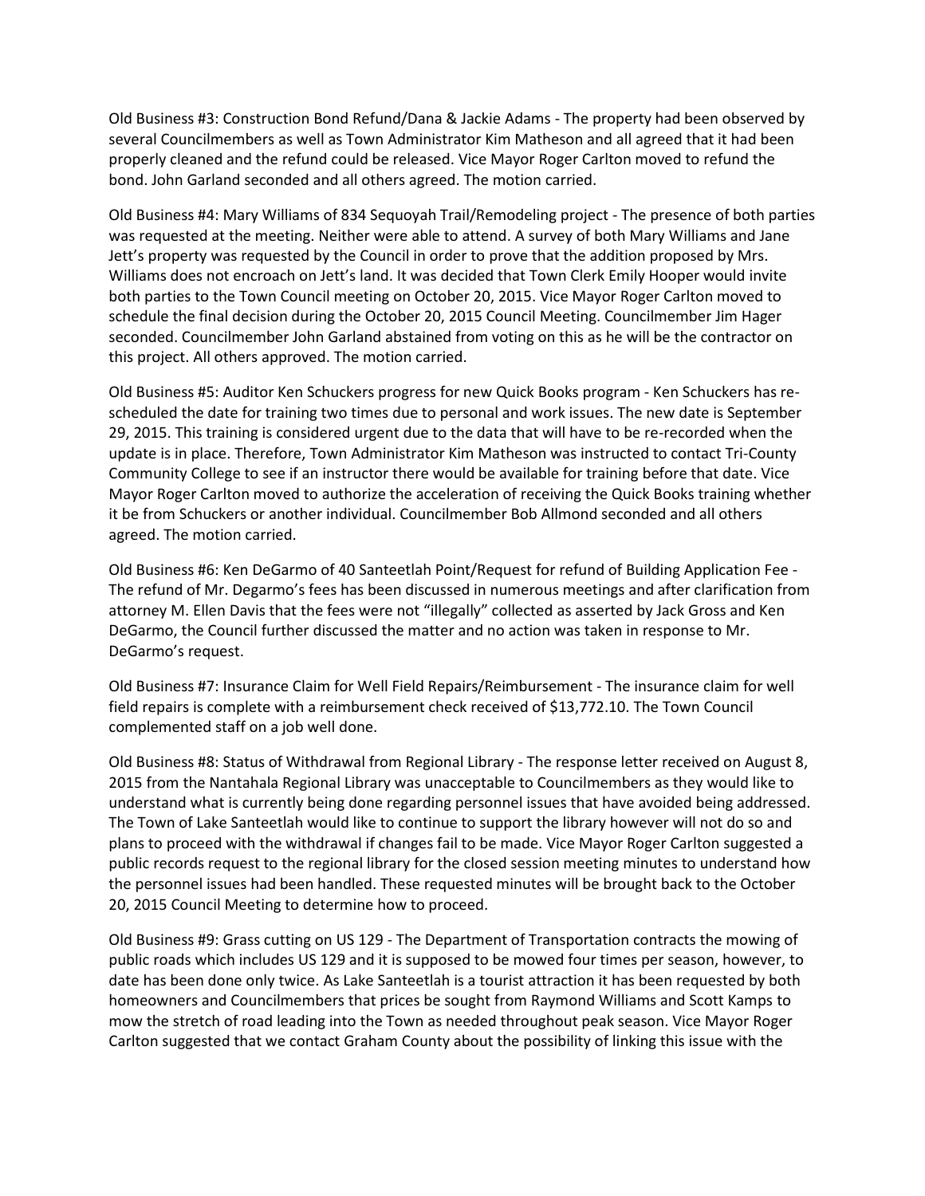Old Business #3: Construction Bond Refund/Dana & Jackie Adams - The property had been observed by several Councilmembers as well as Town Administrator Kim Matheson and all agreed that it had been properly cleaned and the refund could be released. Vice Mayor Roger Carlton moved to refund the bond. John Garland seconded and all others agreed. The motion carried.

Old Business #4: Mary Williams of 834 Sequoyah Trail/Remodeling project - The presence of both parties was requested at the meeting. Neither were able to attend. A survey of both Mary Williams and Jane Jett's property was requested by the Council in order to prove that the addition proposed by Mrs. Williams does not encroach on Jett's land. It was decided that Town Clerk Emily Hooper would invite both parties to the Town Council meeting on October 20, 2015. Vice Mayor Roger Carlton moved to schedule the final decision during the October 20, 2015 Council Meeting. Councilmember Jim Hager seconded. Councilmember John Garland abstained from voting on this as he will be the contractor on this project. All others approved. The motion carried.

Old Business #5: Auditor Ken Schuckers progress for new Quick Books program - Ken Schuckers has re-scheduled the date for training two times due to personal and work issues. The new date is September 29, 2015. This training is considered urgent due to the data that will have to be re-recorded when the update is in place. Therefore, Town Administrator Kim Matheson was instructed to contact Tri-County Community College to see if an instructor there would be available for training before that date. Vice Mayor Roger Carlton moved to authorize the acceleration of receiving the Quick Books training whether it be from Schuckers or another individual. Councilmember Bob Allmond seconded and all others agreed. The motion carried.

Old Business #6: Ken DeGarmo of 40 Santeetlah Point/Request for refund of Building Application Fee - The refund of Mr. Degarmo's fees has been discussed in numerous meetings and after clarification from attorney M. Ellen Davis that the fees were not "illegally" collected as asserted by Jack Gross and Ken DeGarmo, the Council further discussed the matter and no action was taken in response to Mr. DeGarmo's request.

Old Business #7: Insurance Claim for Well Field Repairs/Reimbursement - The insurance claim for well field repairs is complete with a reimbursement check received of $13,772.10. The Town Council complemented staff on a job well done.

Old Business #8: Status of Withdrawal from Regional Library - The response letter received on August 8, 2015 from the Nantahala Regional Library was unacceptable to Councilmembers as they would like to understand what is currently being done regarding personnel issues that have avoided being addressed. The Town of Lake Santeetlah would like to continue to support the library however will not do so and plans to proceed with the withdrawal if changes fail to be made. Vice Mayor Roger Carlton suggested a public records request to the regional library for the closed session meeting minutes to understand how the personnel issues had been handled. These requested minutes will be brought back to the October 20, 2015 Council Meeting to determine how to proceed.

Old Business #9: Grass cutting on US 129 - The Department of Transportation contracts the mowing of public roads which includes US 129 and it is supposed to be mowed four times per season, however, to date has been done only twice. As Lake Santeetlah is a tourist attraction it has been requested by both homeowners and Councilmembers that prices be sought from Raymond Williams and Scott Kamps to mow the stretch of road leading into the Town as needed throughout peak season. Vice Mayor Roger Carlton suggested that we contact Graham County about the possibility of linking this issue with the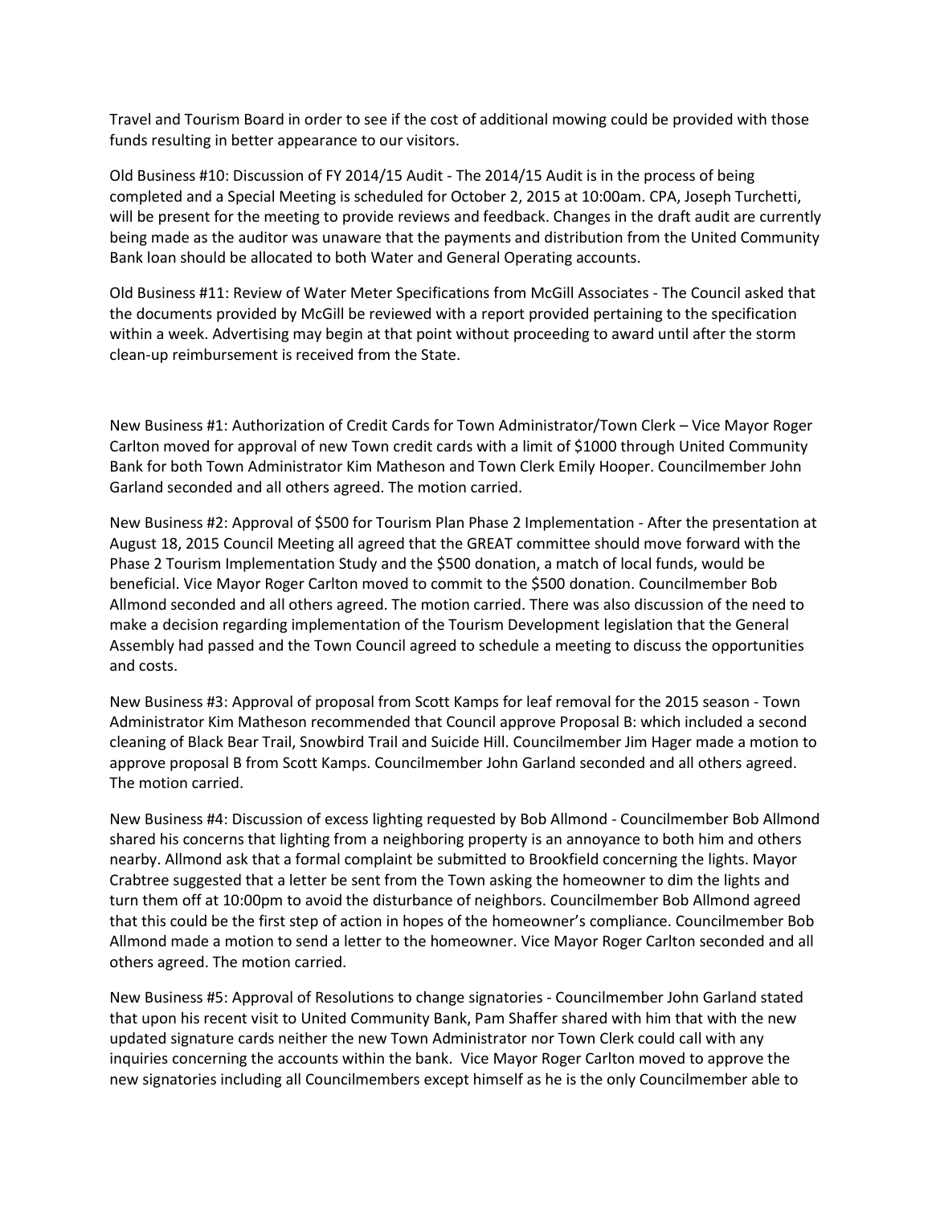Travel and Tourism Board in order to see if the cost of additional mowing could be provided with those funds resulting in better appearance to our visitors.

Old Business #10: Discussion of FY 2014/15 Audit - The 2014/15 Audit is in the process of being completed and a Special Meeting is scheduled for October 2, 2015 at 10:00am. CPA, Joseph Turchetti, will be present for the meeting to provide reviews and feedback. Changes in the draft audit are currently being made as the auditor was unaware that the payments and distribution from the United Community Bank loan should be allocated to both Water and General Operating accounts.

Old Business #11: Review of Water Meter Specifications from McGill Associates - The Council asked that the documents provided by McGill be reviewed with a report provided pertaining to the specification within a week. Advertising may begin at that point without proceeding to award until after the storm clean-up reimbursement is received from the State.

New Business #1: Authorization of Credit Cards for Town Administrator/Town Clerk – Vice Mayor Roger Carlton moved for approval of new Town credit cards with a limit of $1000 through United Community Bank for both Town Administrator Kim Matheson and Town Clerk Emily Hooper. Councilmember John Garland seconded and all others agreed. The motion carried.

New Business #2: Approval of $500 for Tourism Plan Phase 2 Implementation - After the presentation at August 18, 2015 Council Meeting all agreed that the GREAT committee should move forward with the Phase 2 Tourism Implementation Study and the $500 donation, a match of local funds, would be beneficial. Vice Mayor Roger Carlton moved to commit to the $500 donation. Councilmember Bob Allmond seconded and all others agreed. The motion carried. There was also discussion of the need to make a decision regarding implementation of the Tourism Development legislation that the General Assembly had passed and the Town Council agreed to schedule a meeting to discuss the opportunities and costs.

New Business #3: Approval of proposal from Scott Kamps for leaf removal for the 2015 season - Town Administrator Kim Matheson recommended that Council approve Proposal B: which included a second cleaning of Black Bear Trail, Snowbird Trail and Suicide Hill. Councilmember Jim Hager made a motion to approve proposal B from Scott Kamps. Councilmember John Garland seconded and all others agreed. The motion carried.

New Business #4: Discussion of excess lighting requested by Bob Allmond - Councilmember Bob Allmond shared his concerns that lighting from a neighboring property is an annoyance to both him and others nearby. Allmond ask that a formal complaint be submitted to Brookfield concerning the lights. Mayor Crabtree suggested that a letter be sent from the Town asking the homeowner to dim the lights and turn them off at 10:00pm to avoid the disturbance of neighbors. Councilmember Bob Allmond agreed that this could be the first step of action in hopes of the homeowner's compliance. Councilmember Bob Allmond made a motion to send a letter to the homeowner. Vice Mayor Roger Carlton seconded and all others agreed. The motion carried.

New Business #5: Approval of Resolutions to change signatories - Councilmember John Garland stated that upon his recent visit to United Community Bank, Pam Shaffer shared with him that with the new updated signature cards neither the new Town Administrator nor Town Clerk could call with any inquiries concerning the accounts within the bank. Vice Mayor Roger Carlton moved to approve the new signatories including all Councilmembers except himself as he is the only Councilmember able to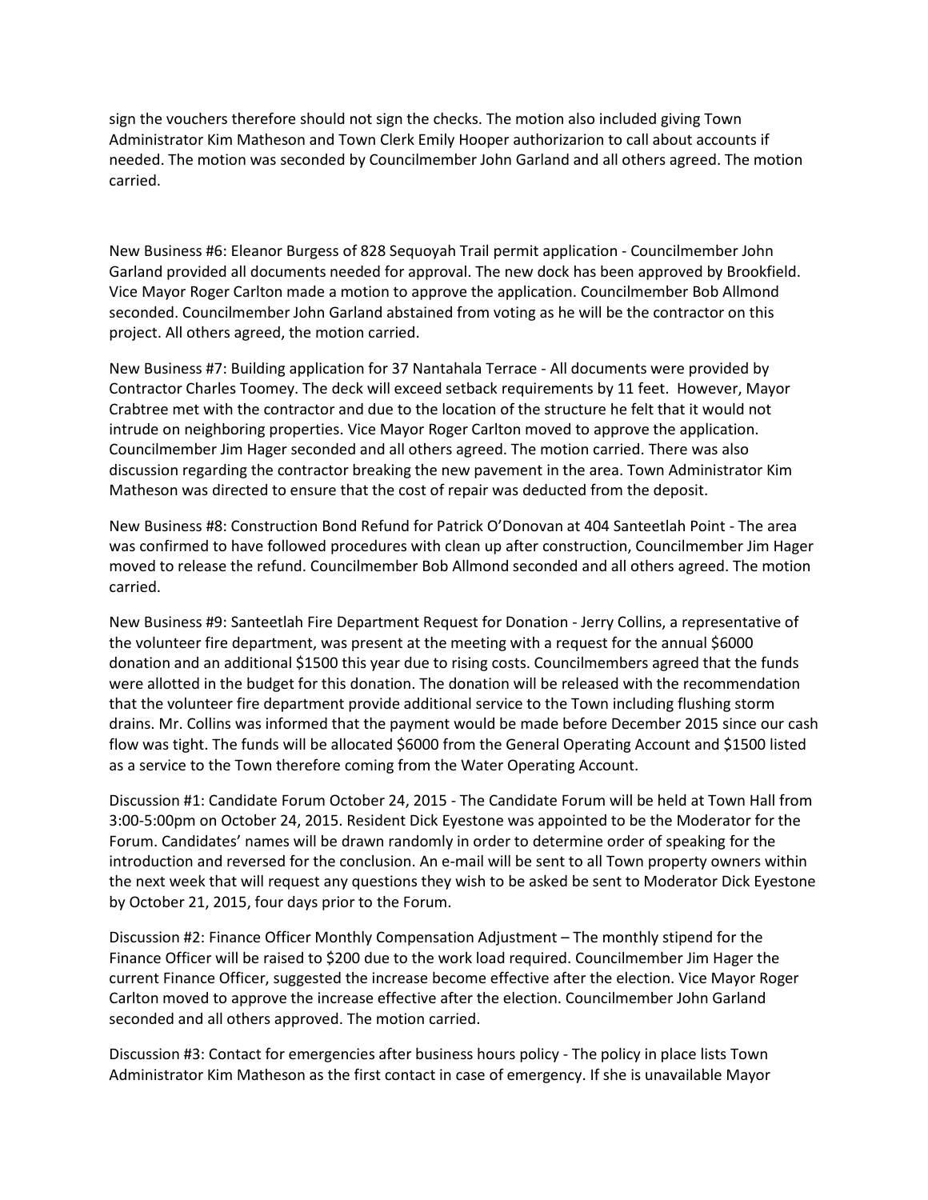sign the vouchers therefore should not sign the checks. The motion also included giving Town Administrator Kim Matheson and Town Clerk Emily Hooper authorizarion to call about accounts if needed. The motion was seconded by Councilmember John Garland and all others agreed. The motion carried.

New Business #6: Eleanor Burgess of 828 Sequoyah Trail permit application - Councilmember John Garland provided all documents needed for approval. The new dock has been approved by Brookfield. Vice Mayor Roger Carlton made a motion to approve the application. Councilmember Bob Allmond seconded. Councilmember John Garland abstained from voting as he will be the contractor on this project. All others agreed, the motion carried.

New Business #7: Building application for 37 Nantahala Terrace - All documents were provided by Contractor Charles Toomey. The deck will exceed setback requirements by 11 feet. However, Mayor Crabtree met with the contractor and due to the location of the structure he felt that it would not intrude on neighboring properties. Vice Mayor Roger Carlton moved to approve the application. Councilmember Jim Hager seconded and all others agreed. The motion carried. There was also discussion regarding the contractor breaking the new pavement in the area. Town Administrator Kim Matheson was directed to ensure that the cost of repair was deducted from the deposit.

New Business #8: Construction Bond Refund for Patrick O'Donovan at 404 Santeetlah Point - The area was confirmed to have followed procedures with clean up after construction, Councilmember Jim Hager moved to release the refund. Councilmember Bob Allmond seconded and all others agreed. The motion carried.

New Business #9: Santeetlah Fire Department Request for Donation - Jerry Collins, a representative of the volunteer fire department, was present at the meeting with a request for the annual $6000 donation and an additional $1500 this year due to rising costs. Councilmembers agreed that the funds were allotted in the budget for this donation. The donation will be released with the recommendation that the volunteer fire department provide additional service to the Town including flushing storm drains. Mr. Collins was informed that the payment would be made before December 2015 since our cash flow was tight. The funds will be allocated $6000 from the General Operating Account and $1500 listed as a service to the Town therefore coming from the Water Operating Account.

Discussion #1: Candidate Forum October 24, 2015 - The Candidate Forum will be held at Town Hall from 3:00-5:00pm on October 24, 2015. Resident Dick Eyestone was appointed to be the Moderator for the Forum. Candidates' names will be drawn randomly in order to determine order of speaking for the introduction and reversed for the conclusion. An e-mail will be sent to all Town property owners within the next week that will request any questions they wish to be asked be sent to Moderator Dick Eyestone by October 21, 2015, four days prior to the Forum.

Discussion #2: Finance Officer Monthly Compensation Adjustment – The monthly stipend for the Finance Officer will be raised to $200 due to the work load required. Councilmember Jim Hager the current Finance Officer, suggested the increase become effective after the election. Vice Mayor Roger Carlton moved to approve the increase effective after the election. Councilmember John Garland seconded and all others approved. The motion carried.

Discussion #3: Contact for emergencies after business hours policy - The policy in place lists Town Administrator Kim Matheson as the first contact in case of emergency. If she is unavailable Mayor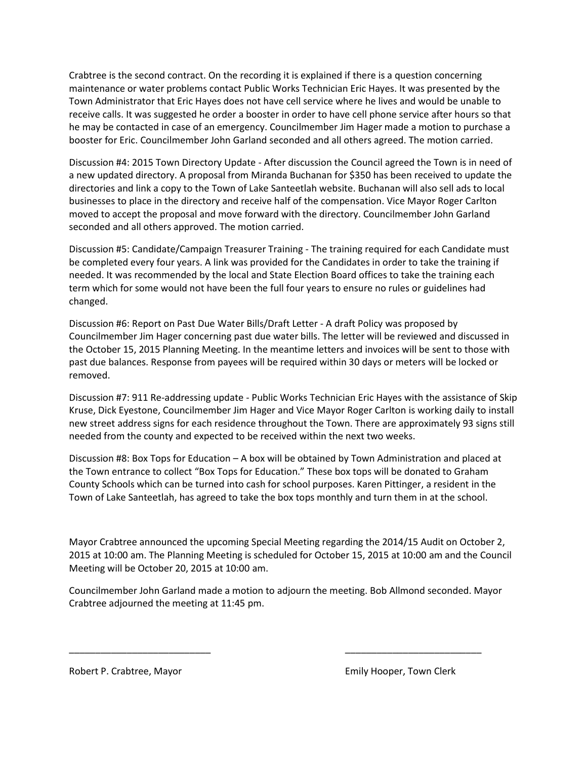Crabtree is the second contract. On the recording it is explained if there is a question concerning maintenance or water problems contact Public Works Technician Eric Hayes. It was presented by the Town Administrator that Eric Hayes does not have cell service where he lives and would be unable to receive calls. It was suggested he order a booster in order to have cell phone service after hours so that he may be contacted in case of an emergency. Councilmember Jim Hager made a motion to purchase a booster for Eric. Councilmember John Garland seconded and all others agreed. The motion carried.

Discussion #4: 2015 Town Directory Update - After discussion the Council agreed the Town is in need of a new updated directory. A proposal from Miranda Buchanan for $350 has been received to update the directories and link a copy to the Town of Lake Santeetlah website. Buchanan will also sell ads to local businesses to place in the directory and receive half of the compensation. Vice Mayor Roger Carlton moved to accept the proposal and move forward with the directory. Councilmember John Garland seconded and all others approved. The motion carried.

Discussion #5: Candidate/Campaign Treasurer Training - The training required for each Candidate must be completed every four years. A link was provided for the Candidates in order to take the training if needed. It was recommended by the local and State Election Board offices to take the training each term which for some would not have been the full four years to ensure no rules or guidelines had changed.

Discussion #6: Report on Past Due Water Bills/Draft Letter - A draft Policy was proposed by Councilmember Jim Hager concerning past due water bills. The letter will be reviewed and discussed in the October 15, 2015 Planning Meeting. In the meantime letters and invoices will be sent to those with past due balances. Response from payees will be required within 30 days or meters will be locked or removed.

Discussion #7: 911 Re-addressing update - Public Works Technician Eric Hayes with the assistance of Skip Kruse, Dick Eyestone, Councilmember Jim Hager and Vice Mayor Roger Carlton is working daily to install new street address signs for each residence throughout the Town. There are approximately 93 signs still needed from the county and expected to be received within the next two weeks.

Discussion #8: Box Tops for Education – A box will be obtained by Town Administration and placed at the Town entrance to collect "Box Tops for Education." These box tops will be donated to Graham County Schools which can be turned into cash for school purposes. Karen Pittinger, a resident in the Town of Lake Santeetlah, has agreed to take the box tops monthly and turn them in at the school.

Mayor Crabtree announced the upcoming Special Meeting regarding the 2014/15 Audit on October 2, 2015 at 10:00 am. The Planning Meeting is scheduled for October 15, 2015 at 10:00 am and the Council Meeting will be October 20, 2015 at 10:00 am.

Councilmember John Garland made a motion to adjourn the meeting. Bob Allmond seconded. Mayor Crabtree adjourned the meeting at 11:45 pm.

___________________________ ___________________________

Robert P. Crabtree, Mayor Emily Hooper, Town Clerk